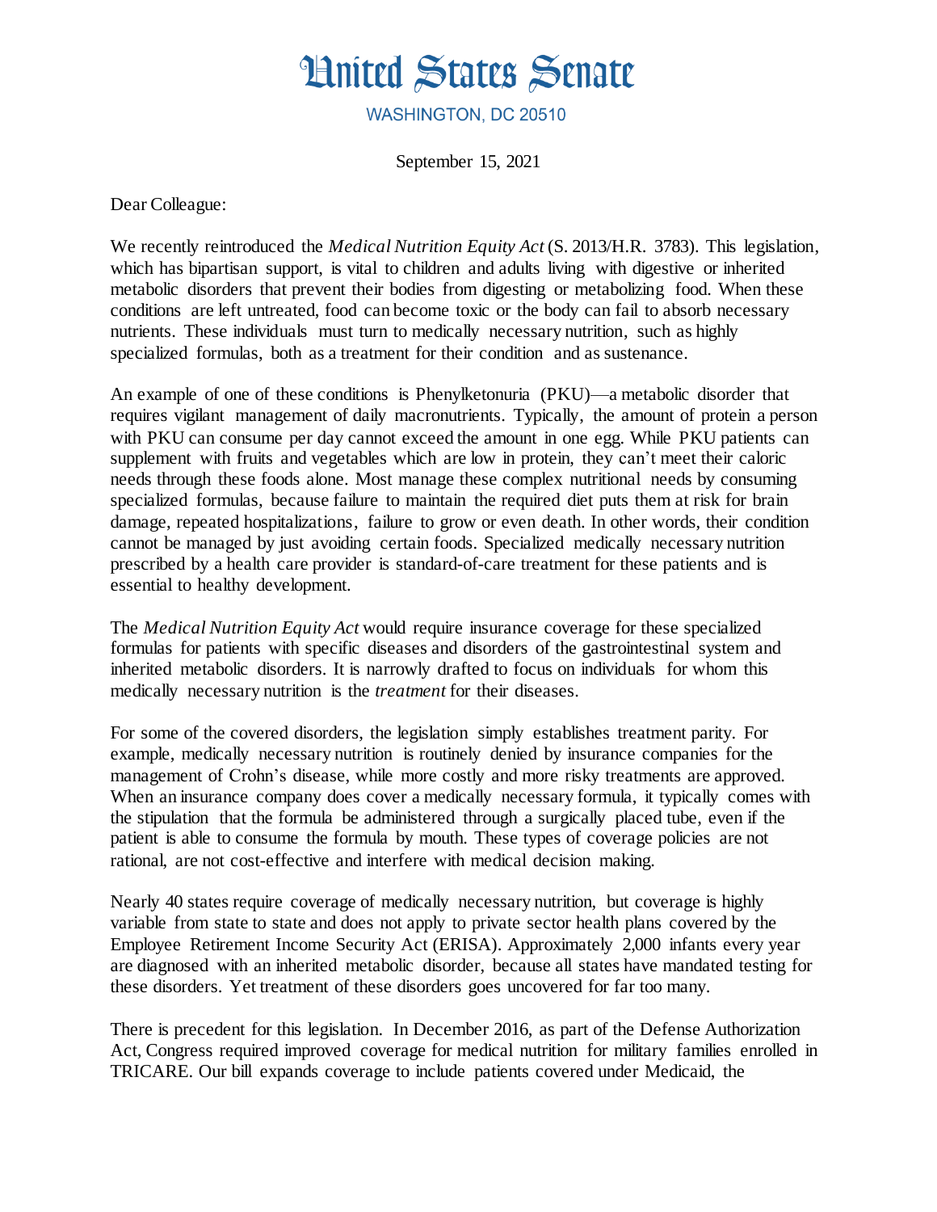# United States Senate

WASHINGTON, DC 20510

September 15, 2021

Dear Colleague:

We recently reintroduced the *Medical Nutrition Equity Act* (S. 2013/H.R. 3783). This legislation, which has bipartisan support, is vital to children and adults living with digestive or inherited metabolic disorders that prevent their bodies from digesting or metabolizing food. When these conditions are left untreated, food can become toxic or the body can fail to absorb necessary nutrients. These individuals must turn to medically necessary nutrition, such as highly specialized formulas, both as a treatment for their condition and as sustenance.

An example of one of these conditions is Phenylketonuria (PKU)—a metabolic disorder that requires vigilant management of daily macronutrients. Typically, the amount of protein a person with PKU can consume per day cannot exceed the amount in one egg. While PKU patients can supplement with fruits and vegetables which are low in protein, they can't meet their caloric needs through these foods alone. Most manage these complex nutritional needs by consuming specialized formulas, because failure to maintain the required diet puts them at risk for brain damage, repeated hospitalizations, failure to grow or even death. In other words, their condition cannot be managed by just avoiding certain foods. Specialized medically necessary nutrition prescribed by a health care provider is standard-of-care treatment for these patients and is essential to healthy development.

The *Medical Nutrition Equity Act* would require insurance coverage for these specialized formulas for patients with specific diseases and disorders of the gastrointestinal system and inherited metabolic disorders. It is narrowly drafted to focus on individuals for whom this medically necessary nutrition is the *treatment* for their diseases.

For some of the covered disorders, the legislation simply establishes treatment parity. For example, medically necessary nutrition is routinely denied by insurance companies for the management of Crohn's disease, while more costly and more risky treatments are approved. When an insurance company does cover a medically necessary formula, it typically comes with the stipulation that the formula be administered through a surgically placed tube, even if the patient is able to consume the formula by mouth. These types of coverage policies are not rational, are not cost-effective and interfere with medical decision making.

Nearly 40 states require coverage of medically necessary nutrition, but coverage is highly variable from state to state and does not apply to private sector health plans covered by the Employee Retirement Income Security Act (ERISA). Approximately 2,000 infants every year are diagnosed with an inherited metabolic disorder, because all states have mandated testing for these disorders. Yet treatment of these disorders goes uncovered for far too many.

There is precedent for this legislation. In December 2016, as part of the Defense Authorization Act, Congress required improved coverage for medical nutrition for military families enrolled in TRICARE. Our bill expands coverage to include patients covered under Medicaid, the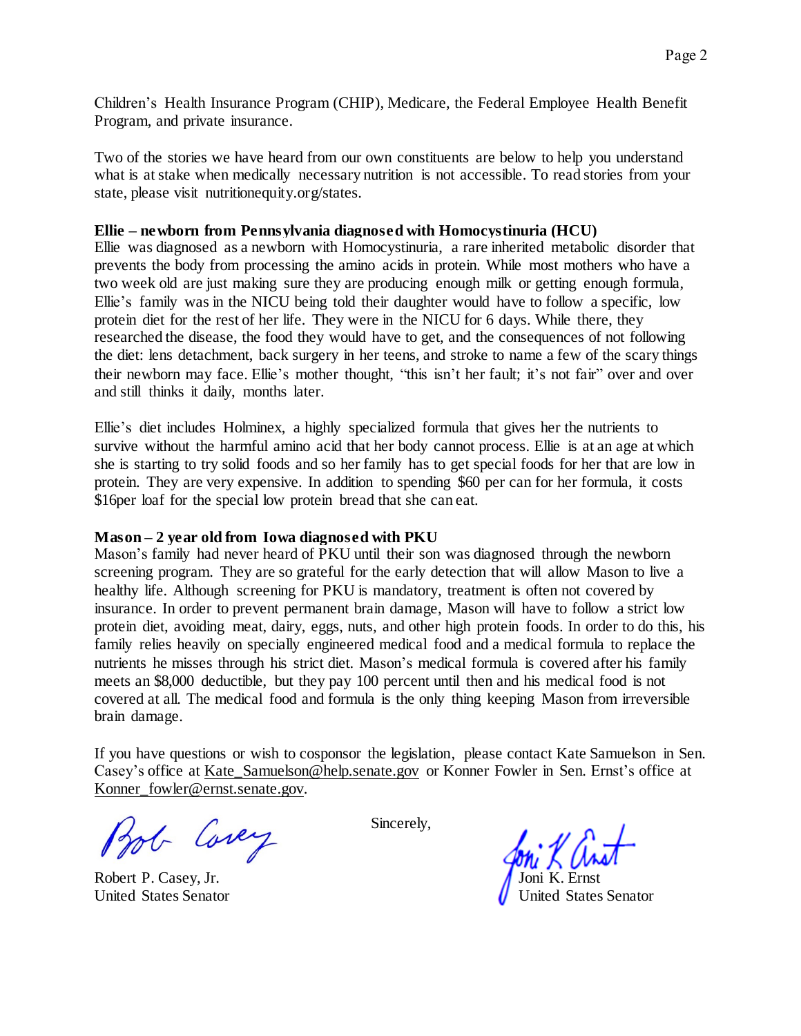Children's Health Insurance Program (CHIP), Medicare, the Federal Employee Health Benefit Program, and private insurance.

Two of the stories we have heard from our own constituents are below to help you understand what is at stake when medically necessary nutrition is not accessible. To read stories from your state, please visit nutritionequity.org/states.

**Ellie – newborn from Pennsylvania diagnosed with Homocystinuria (HCU)**
Ellie was diagnosed as a newborn with Homocystinuria, a rare inherited metabolic disorder that prevents the body from processing the amino acids in protein. While most mothers who have a two week old are just making sure they are producing enough milk or getting enough formula, Ellie's family was in the NICU being told their daughter would have to follow a specific, low protein diet for the rest of her life. They were in the NICU for 6 days. While there, they researched the disease, the food they would have to get, and the consequences of not following the diet: lens detachment, back surgery in her teens, and stroke to name a few of the scary things their newborn may face. Ellie's mother thought, "this isn't her fault; it's not fair" over and over and still thinks it daily, months later.

Ellie's diet includes Holminex, a highly specialized formula that gives her the nutrients to survive without the harmful amino acid that her body cannot process. Ellie is at an age at which she is starting to try solid foods and so her family has to get special foods for her that are low in protein. They are very expensive. In addition to spending $60 per can for her formula, it costs $16per loaf for the special low protein bread that she can eat.

**Mason – 2 year old from Iowa diagnosed with PKU**
Mason's family had never heard of PKU until their son was diagnosed through the newborn screening program. They are so grateful for the early detection that will allow Mason to live a healthy life. Although screening for PKU is mandatory, treatment is often not covered by insurance. In order to prevent permanent brain damage, Mason will have to follow a strict low protein diet, avoiding meat, dairy, eggs, nuts, and other high protein foods. In order to do this, his family relies heavily on specially engineered medical food and a medical formula to replace the nutrients he misses through his strict diet. Mason's medical formula is covered after his family meets an $8,000 deductible, but they pay 100 percent until then and his medical food is not covered at all. The medical food and formula is the only thing keeping Mason from irreversible brain damage.

If you have questions or wish to cosponsor the legislation, please contact Kate Samuelson in Sen. Casey's office at Kate_Samuelson@help.senate.gov or Konner Fowler in Sen. Ernst's office at Konner_fowler@ernst.senate.gov.

Sincerely,

Robert P. Casey, Jr.
United States Senator

Joni K. Ernst
United States Senator